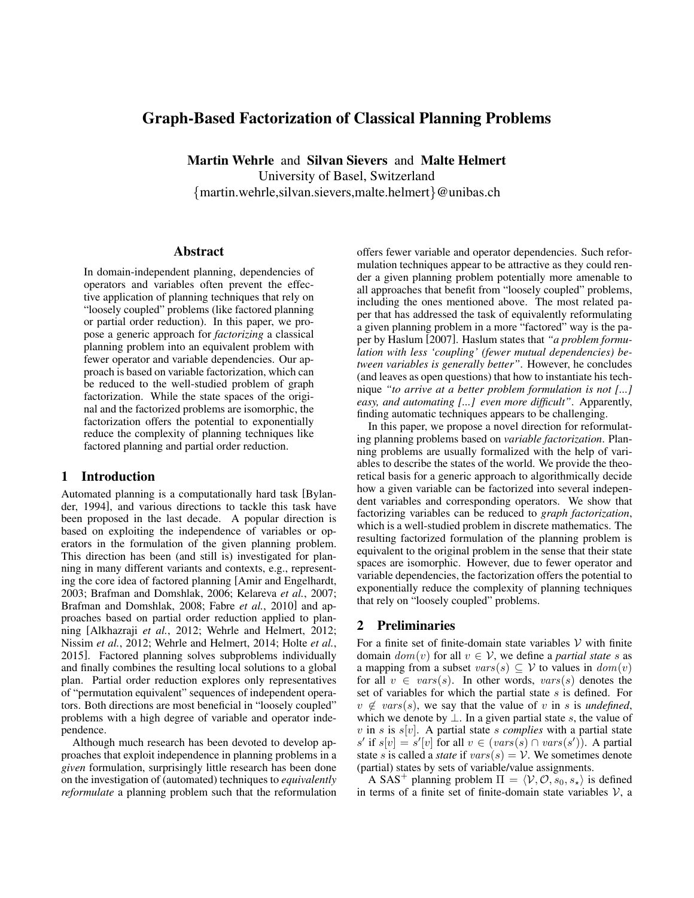# Graph-Based Factorization of Classical Planning Problems

**Martin Wehrle** and **Silvan Sievers** and **Malte Helmert**
University of Basel, Switzerland
{martin.wehrle,silvan.sievers,malte.helmert}@unibas.ch

## Abstract

In domain-independent planning, dependencies of operators and variables often prevent the effective application of planning techniques that rely on "loosely coupled" problems (like factored planning or partial order reduction). In this paper, we propose a generic approach for *factorizing* a classical planning problem into an equivalent problem with fewer operator and variable dependencies. Our approach is based on variable factorization, which can be reduced to the well-studied problem of graph factorization. While the state spaces of the original and the factorized problems are isomorphic, the factorization offers the potential to exponentially reduce the complexity of planning techniques like factored planning and partial order reduction.

## 1 Introduction

Automated planning is a computationally hard task [Bylander, 1994], and various directions to tackle this task have been proposed in the last decade. A popular direction is based on exploiting the independence of variables or operators in the formulation of the given planning problem. This direction has been (and still is) investigated for planning in many different variants and contexts, e.g., representing the core idea of factored planning [Amir and Engelhardt, 2003; Brafman and Domshlak, 2006; Kelareva *et al.*, 2007; Brafman and Domshlak, 2008; Fabre *et al.*, 2010] and approaches based on partial order reduction applied to planning [Alkhazraji *et al.*, 2012; Wehrle and Helmert, 2012; Nissim *et al.*, 2012; Wehrle and Helmert, 2014; Holte *et al.*, 2015]. Factored planning solves subproblems individually and finally combines the resulting local solutions to a global plan. Partial order reduction explores only representatives of "permutation equivalent" sequences of independent operators. Both directions are most beneficial in "loosely coupled" problems with a high degree of variable and operator independence.

Although much research has been devoted to develop approaches that exploit independence in planning problems in a *given* formulation, surprisingly little research has been done on the investigation of (automated) techniques to *equivalently reformulate* a planning problem such that the reformulation offers fewer variable and operator dependencies. Such reformulation techniques appear to be attractive as they could render a given planning problem potentially more amenable to all approaches that benefit from "loosely coupled" problems, including the ones mentioned above. The most related paper that has addressed the task of equivalently reformulating a given planning problem in a more "factored" way is the paper by Haslum [2007]. Haslum states that *"a problem formulation with less 'coupling' (fewer mutual dependencies) between variables is generally better"*. However, he concludes (and leaves as open questions) that how to instantiate his technique *"to arrive at a better problem formulation is not [...] easy, and automating [...] even more difficult"*. Apparently, finding automatic techniques appears to be challenging.

In this paper, we propose a novel direction for reformulating planning problems based on *variable factorization*. Planning problems are usually formalized with the help of variables to describe the states of the world. We provide the theoretical basis for a generic approach to algorithmically decide how a given variable can be factorized into several independent variables and corresponding operators. We show that factorizing variables can be reduced to *graph factorization*, which is a well-studied problem in discrete mathematics. The resulting factorized formulation of the planning problem is equivalent to the original problem in the sense that their state spaces are isomorphic. However, due to fewer operator and variable dependencies, the factorization offers the potential to exponentially reduce the complexity of planning techniques that rely on "loosely coupled" problems.

## 2 Preliminaries

For a finite set of finite-domain state variables $\mathcal{V}$ with finite domain $dom(v)$ for all $v \in \mathcal{V}$, we define a *partial state* $s$ as a mapping from a subset $vars(s) \subseteq \mathcal{V}$ to values in $dom(v)$ for all $v \in vars(s)$. In other words, $vars(s)$ denotes the set of variables for which the partial state $s$ is defined. For $v \notin vars(s)$, we say that the value of $v$ in $s$ is *undefined*, which we denote by $\perp$. In a given partial state $s$, the value of $v$ in $s$ is $s[v]$. A partial state $s$ *complies* with a partial state $s'$ if $s[v] = s'[v]$ for all $v \in (vars(s) \cap vars(s'))$. A partial state $s$ is called a *state* if $vars(s) = \mathcal{V}$. We sometimes denote (partial) states by sets of variable/value assignments.

A SAS$^+$ planning problem $\Pi = \langle \mathcal{V}, \mathcal{O}, s_0, s_\star \rangle$ is defined in terms of a finite set of finite-domain state variables $\mathcal{V}$, a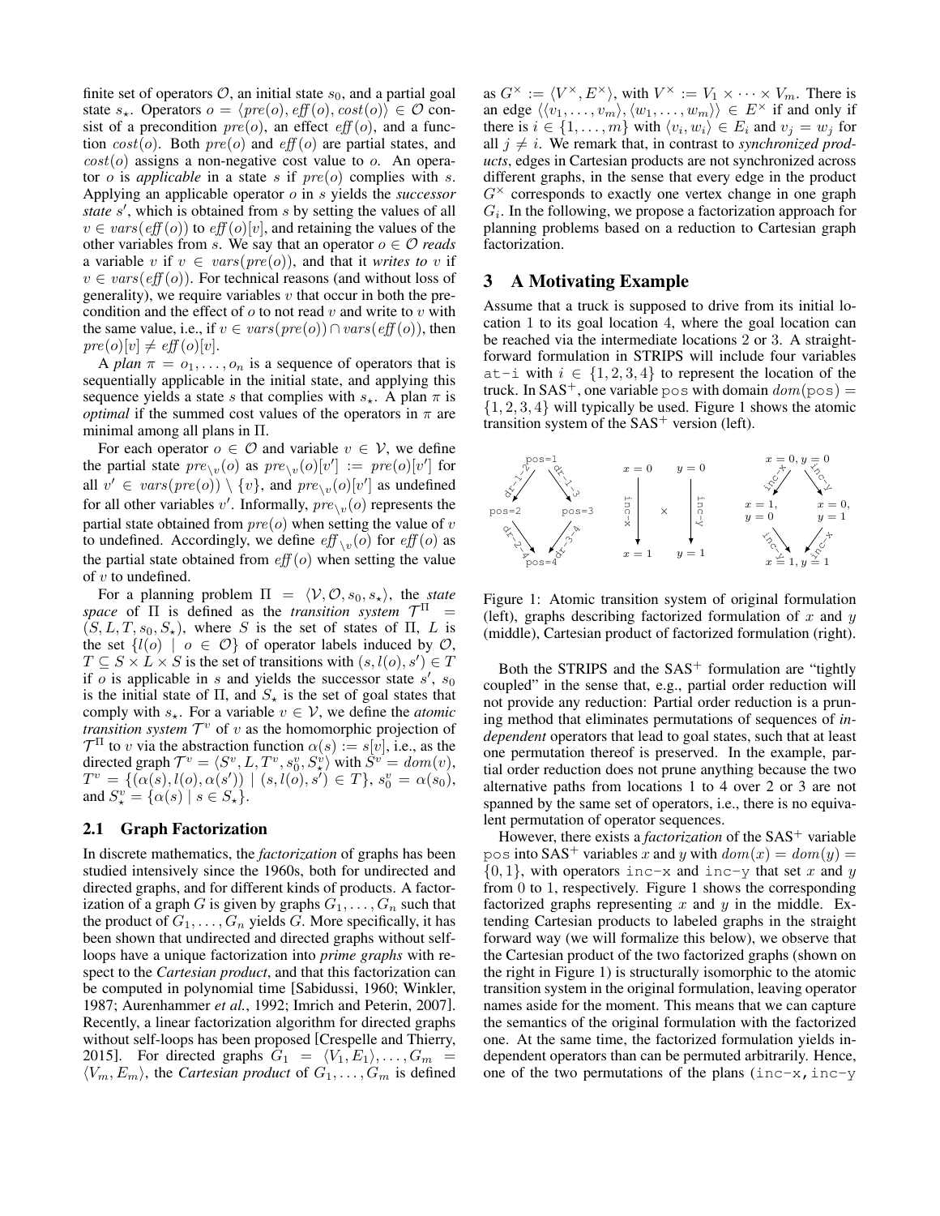finite set of operators $\mathcal{O}$, an initial state $s_0$, and a partial goal state $s_\star$. Operators $o = \langle pre(o), \mathit{eff}(o), cost(o)\rangle \in \mathcal{O}$ consist of a precondition $pre(o)$, an effect $\mathit{eff}(o)$, and a function $cost(o)$. Both $pre(o)$ and $\mathit{eff}(o)$ are partial states, and $cost(o)$ assigns a non-negative cost value to $o$. An operator $o$ is *applicable* in a state $s$ if $pre(o)$ complies with $s$. Applying an applicable operator $o$ in $s$ yields the *successor state* $s'$, which is obtained from $s$ by setting the values of all $v \in vars(\mathit{eff}(o))$ to $\mathit{eff}(o)[v]$, and retaining the values of the other variables from $s$. We say that an operator $o \in \mathcal{O}$ *reads* a variable $v$ if $v \in vars(pre(o))$, and that it *writes to* $v$ if $v \in vars(\mathit{eff}(o))$. For technical reasons (and without loss of generality), we require variables $v$ that occur in both the precondition and the effect of $o$ to not read $v$ and write to $v$ with the same value, i.e., if $v \in vars(pre(o)) \cap vars(\mathit{eff}(o))$, then $pre(o)[v] \neq \mathit{eff}(o)[v]$.

A *plan* $\pi = o_1, \ldots, o_n$ is a sequence of operators that is sequentially applicable in the initial state, and applying this sequence yields a state $s$ that complies with $s_\star$. A plan $\pi$ is *optimal* if the summed cost values of the operators in $\pi$ are minimal among all plans in $\Pi$.

For each operator $o \in \mathcal{O}$ and variable $v \in \mathcal{V}$, we define the partial state $pre_{\setminus v}(o)$ as $pre_{\setminus v}(o)[v'] := pre(o)[v']$ for all $v' \in vars(pre(o)) \setminus \{v\}$, and $pre_{\setminus v}(o)[v']$ as undefined for all other variables $v'$. Informally, $pre_{\setminus v}(o)$ represents the partial state obtained from $pre(o)$ when setting the value of $v$ to undefined. Accordingly, we define $\mathit{eff}_{\setminus v}(o)$ for $\mathit{eff}(o)$ as the partial state obtained from $\mathit{eff}(o)$ when setting the value of $v$ to undefined.

For a planning problem $\Pi = \langle \mathcal{V}, \mathcal{O}, s_0, s_\star\rangle$, the *state space* of $\Pi$ is defined as the *transition system* $\mathcal{T}^\Pi = (S, L, T, s_0, S_\star)$, where $S$ is the set of states of $\Pi$, $L$ is the set $\{l(o) \mid o \in \mathcal{O}\}$ of operator labels induced by $\mathcal{O}$, $T \subseteq S \times L \times S$ is the set of transitions with $(s, l(o), s') \in T$ if $o$ is applicable in $s$ and yields the successor state $s'$, $s_0$ is the initial state of $\Pi$, and $S_\star$ is the set of goal states that comply with $s_\star$. For a variable $v \in \mathcal{V}$, we define the *atomic transition system* $\mathcal{T}^v$ of $v$ as the homomorphic projection of $\mathcal{T}^\Pi$ to $v$ via the abstraction function $\alpha(s) := s[v]$, i.e., as the directed graph $\mathcal{T}^v = \langle S^v, L, T^v, s_0^v, S_\star^v\rangle$ with $S^v = dom(v)$, $T^v = \{(\alpha(s), l(o), \alpha(s')) \mid (s, l(o), s') \in T\}$, $s_0^v = \alpha(s_0)$, and $S_\star^v = \{\alpha(s) \mid s \in S_\star\}$.

## 2.1 Graph Factorization

In discrete mathematics, the *factorization* of graphs has been studied intensively since the 1960s, both for undirected and directed graphs, and for different kinds of products. A factorization of a graph $G$ is given by graphs $G_1, \ldots, G_n$ such that the product of $G_1, \ldots, G_n$ yields $G$. More specifically, it has been shown that undirected and directed graphs without self-loops have a unique factorization into *prime graphs* with respect to the *Cartesian product*, and that this factorization can be computed in polynomial time [Sabidussi, 1960; Winkler, 1987; Aurenhammer *et al.*, 1992; Imrich and Peterin, 2007]. Recently, a linear factorization algorithm for directed graphs without self-loops has been proposed [Crespelle and Thierry, 2015]. For directed graphs $G_1 = \langle V_1, E_1\rangle, \ldots, G_m = \langle V_m, E_m\rangle$, the *Cartesian product* of $G_1, \ldots, G_m$ is defined as $G^\times := \langle V^\times, E^\times\rangle$, with $V^\times := V_1 \times \cdots \times V_m$. There is an edge $\langle\langle v_1, \ldots, v_m\rangle, \langle w_1, \ldots, w_m\rangle\rangle \in E^\times$ if and only if there is $i \in \{1, \ldots, m\}$ with $\langle v_i, w_i\rangle \in E_i$ and $v_j = w_j$ for all $j \neq i$. We remark that, in contrast to *synchronized products*, edges in Cartesian products are not synchronized across different graphs, in the sense that every edge in the product $G^\times$ corresponds to exactly one vertex change in one graph $G_i$. In the following, we propose a factorization approach for planning problems based on a reduction to Cartesian graph factorization.

# 3 A Motivating Example

Assume that a truck is supposed to drive from its initial location 1 to its goal location 4, where the goal location can be reached via the intermediate locations 2 or 3. A straightforward formulation in STRIPS will include four variables `at-i` with $i \in \{1, 2, 3, 4\}$ to represent the location of the truck. In SAS$^+$, one variable `pos` with domain $dom(\texttt{pos}) = \{1, 2, 3, 4\}$ will typically be used. Figure 1 shows the atomic transition system of the SAS$^+$ version (left).

Figure 1: Atomic transition system of original formulation (left), graphs describing factorized formulation of $x$ and $y$ (middle), Cartesian product of factorized formulation (right).

Both the STRIPS and the SAS$^+$ formulation are "tightly coupled" in the sense that, e.g., partial order reduction will not provide any reduction: Partial order reduction is a pruning method that eliminates permutations of sequences of *independent* operators that lead to goal states, such that at least one permutation thereof is preserved. In the example, partial order reduction does not prune anything because the two alternative paths from locations 1 to 4 over 2 or 3 are not spanned by the same set of operators, i.e., there is no equivalent permutation of operator sequences.

However, there exists a *factorization* of the SAS$^+$ variable `pos` into SAS$^+$ variables $x$ and $y$ with $dom(x) = dom(y) = \{0, 1\}$, with operators `inc-x` and `inc-y` that set $x$ and $y$ from 0 to 1, respectively. Figure 1 shows the corresponding factorized graphs representing $x$ and $y$ in the middle. Extending Cartesian products to labeled graphs in the straight forward way (we will formalize this below), we observe that the Cartesian product of the two factorized graphs (shown on the right in Figure 1) is structurally isomorphic to the atomic transition system in the original formulation, leaving operator names aside for the moment. This means that we can capture the semantics of the original formulation with the factorized one. At the same time, the factorized formulation yields independent operators than can be permuted arbitrarily. Hence, one of the two permutations of the plans (`inc-x, inc-y`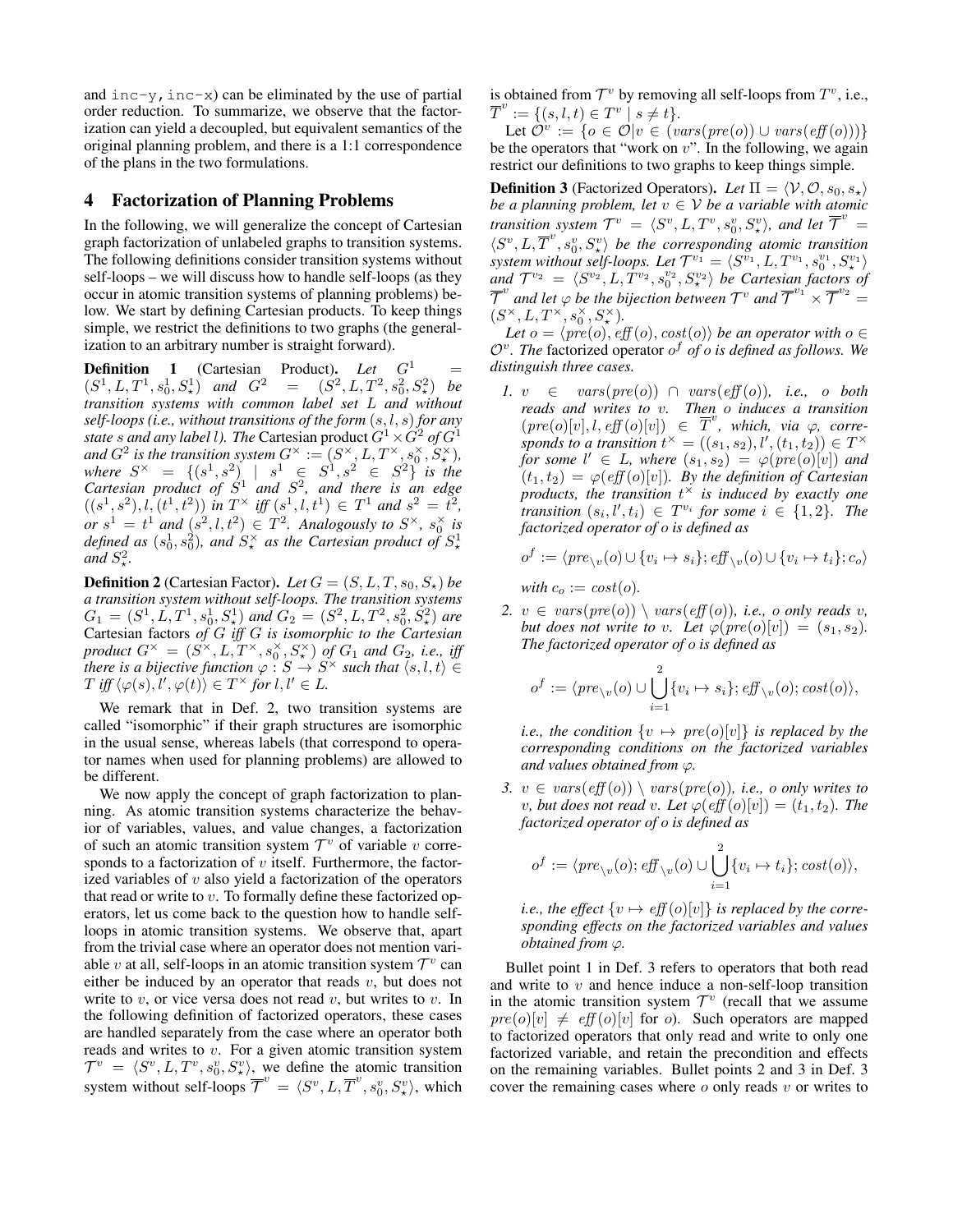and `inc-y`, `inc-x`) can be eliminated by the use of partial order reduction. To summarize, we observe that the factorization can yield a decoupled, but equivalent semantics of the original planning problem, and there is a 1:1 correspondence of the plans in the two formulations.

## 4 Factorization of Planning Problems

In the following, we will generalize the concept of Cartesian graph factorization of unlabeled graphs to transition systems. The following definitions consider transition systems without self-loops – we will discuss how to handle self-loops (as they occur in atomic transition systems of planning problems) below. We start by defining Cartesian products. To keep things simple, we restrict the definitions to two graphs (the generalization to an arbitrary number is straight forward).

**Definition 1** (Cartesian Product). *Let $G^1 = (S^1, L, T^1, s^1_0, S^1_\star)$ and $G^2 = (S^2, L, T^2, s^2_0, S^2_\star)$ be transition systems with common label set $L$ and without self-loops (i.e., without transitions of the form $(s, l, s)$ for any state $s$ and any label $l$). The* Cartesian product *$G^1 \times G^2$ of $G^1$ and $G^2$ is the transition system $G^\times := (S^\times, L, T^\times, s^\times_0, S^\times_\star)$, where $S^\times = \{(s^1, s^2) \mid s^1 \in S^1, s^2 \in S^2\}$ is the Cartesian product of $S^1$ and $S^2$, and there is an edge $((s^1, s^2), l, (t^1, t^2))$ in $T^\times$ iff $(s^1, l, t^1) \in T^1$ and $s^2 = t^2$, or $s^1 = t^1$ and $(s^2, l, t^2) \in T^2$. Analogously to $S^\times$, $s^\times_0$ is defined as $(s^1_0, s^2_0)$, and $S^\times_\star$ as the Cartesian product of $S^1_\star$ and $S^2_\star$.*

**Definition 2** (Cartesian Factor). *Let $G = (S, L, T, s_0, S_\star)$ be a transition system without self-loops. The transition systems $G_1 = (S^1, L, T^1, s^1_0, S^1_\star)$ and $G_2 = (S^2, L, T^2, s^2_0, S^2_\star)$ are* Cartesian factors *of $G$ iff $G$ is isomorphic to the Cartesian product $G^\times = (S^\times, L, T^\times, s^\times_0, S^\times_\star)$ of $G_1$ and $G_2$, i.e., iff there is a bijective function $\varphi : S \to S^\times$ such that $\langle s, l, t\rangle \in T$ iff $\langle \varphi(s), l', \varphi(t)\rangle \in T^\times$ for $l, l' \in L$.*

We remark that in Def. 2, two transition systems are called "isomorphic" if their graph structures are isomorphic in the usual sense, whereas labels (that correspond to operator names when used for planning problems) are allowed to be different.

We now apply the concept of graph factorization to planning. As atomic transition systems characterize the behavior of variables, values, and value changes, a factorization of such an atomic transition system $\mathcal{T}^v$ of variable $v$ corresponds to a factorization of $v$ itself. Furthermore, the factorized variables of $v$ also yield a factorization of the operators that read or write to $v$. To formally define these factorized operators, let us come back to the question how to handle self-loops in atomic transition systems. We observe that, apart from the trivial case where an operator does not mention variable $v$ at all, self-loops in an atomic transition system $\mathcal{T}^v$ can either be induced by an operator that reads $v$, but does not write to $v$, or vice versa does not read $v$, but writes to $v$. In the following definition of factorized operators, these cases are handled separately from the case where an operator both reads and writes to $v$. For a given atomic transition system $\mathcal{T}^v = \langle S^v, L, T^v, s^v_0, S^v_\star\rangle$, we define the atomic transition system without self-loops $\overline{\mathcal{T}}^v = \langle S^v, L, \overline{T}^v, s^v_0, S^v_\star\rangle$, which is obtained from $\mathcal{T}^v$ by removing all self-loops from $T^v$, i.e., $\overline{T}^v := \{(s, l, t) \in T^v \mid s \neq t\}$.

Let $\mathcal{O}^v := \{o \in \mathcal{O} \mid v \in (vars(pre(o)) \cup vars(\mathit{eff}(o)))\}$ be the operators that "work on $v$". In the following, we again restrict our definitions to two graphs to keep things simple.

**Definition 3** (Factorized Operators). *Let $\Pi = \langle \mathcal{V}, \mathcal{O}, s_0, s_\star\rangle$ be a planning problem, let $v \in \mathcal{V}$ be a variable with atomic transition system $\mathcal{T}^v = \langle S^v, L, T^v, s^v_0, S^v_\star\rangle$, and let $\overline{\mathcal{T}}^v = \langle S^v, L, \overline{T}^v, s^v_0, S^v_\star\rangle$ be the corresponding atomic transition system without self-loops. Let $\mathcal{T}^{v_1} = \langle S^{v_1}, L, T^{v_1}, s^{v_1}_0, S^{v_1}_\star\rangle$ and $\mathcal{T}^{v_2} = \langle S^{v_2}, L, T^{v_2}, s^{v_2}_0, S^{v_2}_\star\rangle$ be Cartesian factors of $\overline{\mathcal{T}}^v$ and let $\varphi$ be the bijection between $\mathcal{T}^v$ and $\overline{\mathcal{T}}^{v_1} \times \overline{\mathcal{T}}^{v_2} = (S^\times, L, T^\times, s^\times_0, S^\times_\star)$.*

*Let $o = \langle pre(o), \mathit{eff}(o), cost(o)\rangle$ be an operator with $o \in \mathcal{O}^v$. The* factorized operator *$o^f$ of $o$ is defined as follows. We distinguish three cases.*

1. *$v \in vars(pre(o)) \cap vars(\mathit{eff}(o))$, i.e., $o$ both reads and writes to $v$. Then $o$ induces a transition $(pre(o)[v], l, \mathit{eff}(o)[v]) \in \overline{T}^v$, which, via $\varphi$, corresponds to a transition $t^\times = ((s_1, s_2), l', (t_1, t_2)) \in T^\times$ for some $l' \in L$, where $(s_1, s_2) = \varphi(pre(o)[v])$ and $(t_1, t_2) = \varphi(\mathit{eff}(o)[v])$. By the definition of Cartesian products, the transition $t^\times$ is induced by exactly one transition $(s_i, l', t_i) \in T^{v_i}$ for some $i \in \{1, 2\}$. The factorized operator of $o$ is defined as*

   $$o^f := \langle pre_{\setminus v}(o) \cup \{v_i \mapsto s_i\}; \mathit{eff}_{\setminus v}(o) \cup \{v_i \mapsto t_i\}; c_o\rangle$$

   *with $c_o := cost(o)$.*

2. *$v \in vars(pre(o)) \setminus vars(\mathit{eff}(o))$, i.e., $o$ only reads $v$, but does not write to $v$. Let $\varphi(pre(o)[v]) = (s_1, s_2)$. The factorized operator of $o$ is defined as*

   $$o^f := \langle pre_{\setminus v}(o) \cup \bigcup_{i=1}^{2} \{v_i \mapsto s_i\}; \mathit{eff}_{\setminus v}(o); cost(o)\rangle,$$

   *i.e., the condition $\{v \mapsto pre(o)[v]\}$ is replaced by the corresponding conditions on the factorized variables and values obtained from $\varphi$.*

3. *$v \in vars(\mathit{eff}(o)) \setminus vars(pre(o))$, i.e., $o$ only writes to $v$, but does not read $v$. Let $\varphi(\mathit{eff}(o)[v]) = (t_1, t_2)$. The factorized operator of $o$ is defined as*

   $$o^f := \langle pre_{\setminus v}(o); \mathit{eff}_{\setminus v}(o) \cup \bigcup_{i=1}^{2} \{v_i \mapsto t_i\}; cost(o)\rangle,$$

   *i.e., the effect $\{v \mapsto \mathit{eff}(o)[v]\}$ is replaced by the corresponding effects on the factorized variables and values obtained from $\varphi$.*

Bullet point 1 in Def. 3 refers to operators that both read and write to $v$ and hence induce a non-self-loop transition in the atomic transition system $\mathcal{T}^v$ (recall that we assume $pre(o)[v] \neq \mathit{eff}(o)[v]$ for $o$). Such operators are mapped to factorized operators that only read and write to only one factorized variable, and retain the precondition and effects on the remaining variables. Bullet points 2 and 3 in Def. 3 cover the remaining cases where $o$ only reads $v$ or writes to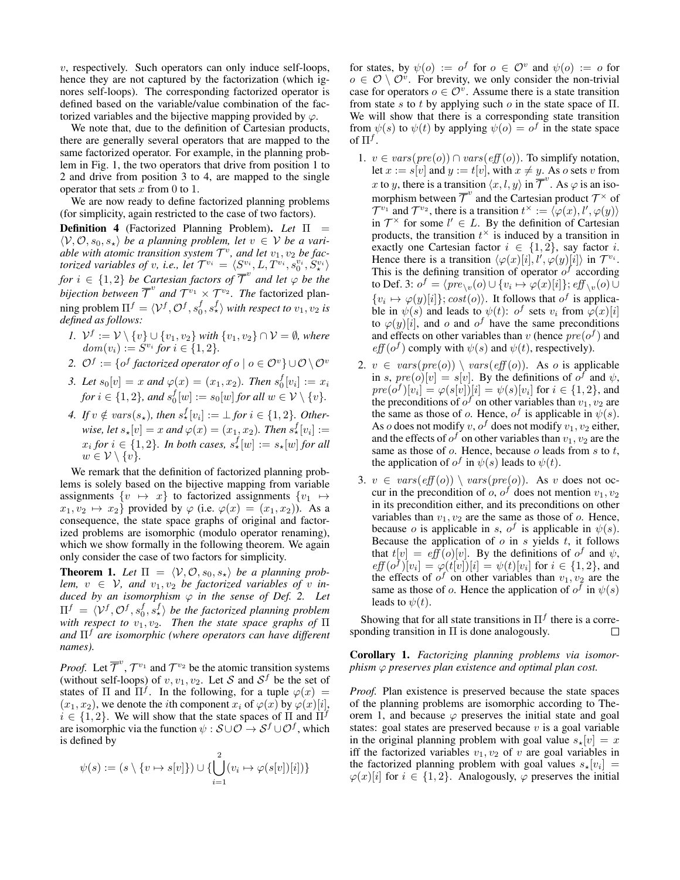$v$, respectively. Such operators can only induce self-loops, hence they are not captured by the factorization (which ignores self-loops). The corresponding factorized operator is defined based on the variable/value combination of the factorized variables and the bijective mapping provided by $\varphi$.

We note that, due to the definition of Cartesian products, there are generally several operators that are mapped to the same factorized operator. For example, in the planning problem in Fig. 1, the two operators that drive from position 1 to 2 and drive from position 3 to 4, are mapped to the single operator that sets $x$ from 0 to 1.

We are now ready to define factorized planning problems (for simplicity, again restricted to the case of two factors).

**Definition 4** (Factorized Planning Problem)**.** *Let $\Pi = \langle \mathcal{V}, \mathcal{O}, s_0, s_\star \rangle$ be a planning problem, let $v \in \mathcal{V}$ be a variable with atomic transition system $\mathcal{T}^v$, and let $v_1, v_2$ be factorized variables of $v$, i.e., let $\mathcal{T}^{v_i} = \langle S^{v_i}, L, T^{v_i}, s_0^{v_i}, S_\star^{v_i} \rangle$ for $i \in \{1, 2\}$ be Cartesian factors of $\overline{\mathcal{T}}^v$ and let $\varphi$ be the bijection between $\overline{\mathcal{T}}^v$ and $\mathcal{T}^{v_1} \times \mathcal{T}^{v_2}$. The* factorized planning problem *$\Pi^f = \langle \mathcal{V}^f, \mathcal{O}^f, s_0^f, s_\star^f \rangle$ with respect to $v_1, v_2$ is defined as follows:*

1. *$\mathcal{V}^f := \mathcal{V} \setminus \{v\} \cup \{v_1, v_2\}$ with $\{v_1, v_2\} \cap \mathcal{V} = \emptyset$, where $dom(v_i) := S^{v_i}$ for $i \in \{1, 2\}$.*
2. *$\mathcal{O}^f := \{o^f$ factorized operator of $o \mid o \in \mathcal{O}^v\} \cup \mathcal{O} \setminus \mathcal{O}^v$*
3. *Let $s_0[v] = x$ and $\varphi(x) = (x_1, x_2)$. Then $s_0^f[v_i] := x_i$ for $i \in \{1, 2\}$, and $s_0^f[w] := s_0[w]$ for all $w \in \mathcal{V} \setminus \{v\}$.*
4. *If $v \notin vars(s_\star)$, then $s_\star^f[v_i] := \perp$ for $i \in \{1, 2\}$. Otherwise, let $s_\star[v] = x$ and $\varphi(x) = (x_1, x_2)$. Then $s_\star^f[v_i] := x_i$ for $i \in \{1, 2\}$. In both cases, $s_\star^f[w] := s_\star[w]$ for all $w \in \mathcal{V} \setminus \{v\}$.*

We remark that the definition of factorized planning problems is solely based on the bijective mapping from variable assignments $\{v \mapsto x\}$ to factorized assignments $\{v_1 \mapsto x_1, v_2 \mapsto x_2\}$ provided by $\varphi$ (i.e. $\varphi(x) = (x_1, x_2)$). As a consequence, the state space graphs of original and factorized problems are isomorphic (modulo operator renaming), which we show formally in the following theorem. We again only consider the case of two factors for simplicity.

**Theorem 1.** *Let $\Pi = \langle \mathcal{V}, \mathcal{O}, s_0, s_\star \rangle$ be a planning problem, $v \in \mathcal{V}$, and $v_1, v_2$ be factorized variables of $v$ induced by an isomorphism $\varphi$ in the sense of Def. 2. Let $\Pi^f = \langle \mathcal{V}^f, \mathcal{O}^f, s_0^f, s_\star^f \rangle$ be the factorized planning problem with respect to $v_1, v_2$. Then the state space graphs of $\Pi$ and $\Pi^f$ are isomorphic (where operators can have different names).*

*Proof.* Let $\overline{\mathcal{T}}^v, \mathcal{T}^{v_1}$ and $\mathcal{T}^{v_2}$ be the atomic transition systems (without self-loops) of $v, v_1, v_2$. Let $\mathcal{S}$ and $\mathcal{S}^f$ be the set of states of $\Pi$ and $\Pi^f$. In the following, for a tuple $\varphi(x) = (x_1, x_2)$, we denote the $i$th component $x_i$ of $\varphi(x)$ by $\varphi(x)[i]$, $i \in \{1, 2\}$. We will show that the state spaces of $\Pi$ and $\Pi^f$ are isomorphic via the function $\psi : \mathcal{S} \cup \mathcal{O} \to \mathcal{S}^f \cup \mathcal{O}^f$, which is defined by

$$\psi(s) := (s \setminus \{v \mapsto s[v]\}) \cup \{\bigcup_{i=1}^{2} (v_i \mapsto \varphi(s[v])[i])\}$$

for states, by $\psi(o) := o^f$ for $o \in \mathcal{O}^v$ and $\psi(o) := o$ for $o \in \mathcal{O} \setminus \mathcal{O}^v$. For brevity, we only consider the non-trivial case for operators $o \in \mathcal{O}^v$. Assume there is a state transition from state $s$ to $t$ by applying such $o$ in the state space of $\Pi$. We will show that there is a corresponding state transition from $\psi(s)$ to $\psi(t)$ by applying $\psi(o) = o^f$ in the state space of $\Pi^f$.

1. $v \in vars(pre(o)) \cap vars(\mathit{eff}(o))$. To simplify notation, let $x := s[v]$ and $y := t[v]$, with $x \neq y$. As $o$ sets $v$ from $x$ to $y$, there is a transition $\langle x, l, y \rangle$ in $\overline{\mathcal{T}}^v$. As $\varphi$ is an isomorphism between $\overline{\mathcal{T}}^v$ and the Cartesian product $\mathcal{T}^\times$ of $\mathcal{T}^{v_1}$ and $\mathcal{T}^{v_2}$, there is a transition $t^\times := \langle \varphi(x), l', \varphi(y) \rangle$ in $\mathcal{T}^\times$ for some $l' \in L$. By the definition of Cartesian products, the transition $t^\times$ is induced by a transition in exactly one Cartesian factor $i \in \{1, 2\}$, say factor $i$. Hence there is a transition $\langle \varphi(x)[i], l', \varphi(y)[i] \rangle$ in $\mathcal{T}^{v_i}$. This is the defining transition of operator $o^f$ according to Def. 3: $o^f = \langle pre_{\setminus v}(o) \cup \{v_i \mapsto \varphi(x)[i]\}; \mathit{eff}_{\setminus v}(o) \cup \{v_i \mapsto \varphi(y)[i]\}; cost(o) \rangle$. It follows that $o^f$ is applicable in $\psi(s)$ and leads to $\psi(t)$: $o^f$ sets $v_i$ from $\varphi(x)[i]$ to $\varphi(y)[i]$, and $o$ and $o^f$ have the same preconditions and effects on other variables than $v$ (hence $pre(o^f)$ and $\mathit{eff}(o^f)$ comply with $\psi(s)$ and $\psi(t)$, respectively).
2. $v \in vars(pre(o)) \setminus vars(\mathit{eff}(o))$. As $o$ is applicable in $s$, $pre(o)[v] = s[v]$. By the definitions of $o^f$ and $\psi$, $pre(o^f)[v_i] = \varphi(s[v])[i] = \psi(s)[v_i]$ for $i \in \{1, 2\}$, and the preconditions of $o^f$ on other variables than $v_1, v_2$ are the same as those of $o$. Hence, $o^f$ is applicable in $\psi(s)$. As $o$ does not modify $v$, $o^f$ does not modify $v_1, v_2$ either, and the effects of $o^f$ on other variables than $v_1, v_2$ are the same as those of $o$. Hence, because $o$ leads from $s$ to $t$, the application of $o^f$ in $\psi(s)$ leads to $\psi(t)$.
3. $v \in vars(\mathit{eff}(o)) \setminus vars(pre(o))$. As $v$ does not occur in the precondition of $o$, $o^f$ does not mention $v_1, v_2$ in its precondition either, and its preconditions on other variables than $v_1, v_2$ are the same as those of $o$. Hence, because $o$ is applicable in $s$, $o^f$ is applicable in $\psi(s)$. Because the application of $o$ in $s$ yields $t$, it follows that $t[v] = \mathit{eff}(o)[v]$. By the definitions of $o^f$ and $\psi$, $\mathit{eff}(o^f)[v_i] = \varphi(t[v])[i] = \psi(t)[v_i]$ for $i \in \{1, 2\}$, and the effects of $o^f$ on other variables than $v_1, v_2$ are the same as those of $o$. Hence the application of $o^f$ in $\psi(s)$ leads to $\psi(t)$.

Showing that for all state transitions in $\Pi^f$ there is a corresponding transition in $\Pi$ is done analogously. □

**Corollary 1.** *Factorizing planning problems via isomorphism $\varphi$ preserves plan existence and optimal plan cost.*

*Proof.* Plan existence is preserved because the state spaces of the planning problems are isomorphic according to Theorem 1, and because $\varphi$ preserves the initial state and goal states: goal states are preserved because $v$ is a goal variable in the original planning problem with goal value $s_\star[v] = x$ iff the factorized variables $v_1, v_2$ of $v$ are goal variables in the factorized planning problem with goal values $s_\star[v_i] = \varphi(x)[i]$ for $i \in \{1, 2\}$. Analogously, $\varphi$ preserves the initial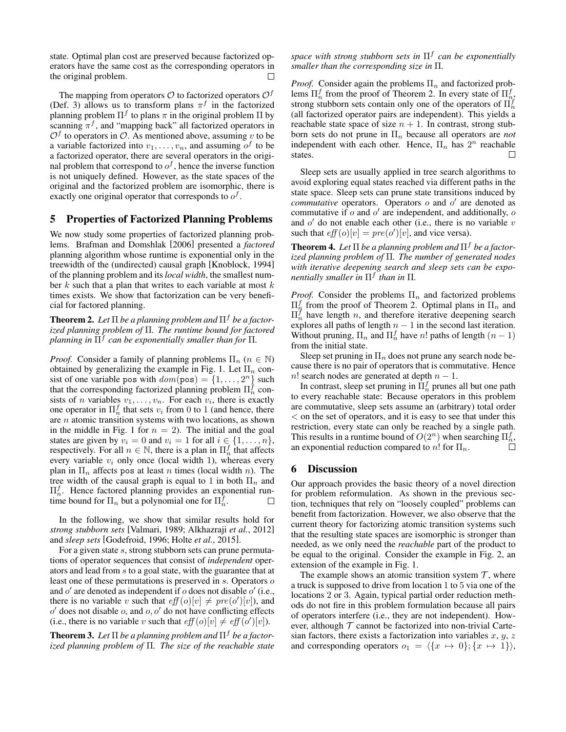state. Optimal plan cost are preserved because factorized operators have the same cost as the corresponding operators in the original problem. $\square$

The mapping from operators $\mathcal{O}$ to factorized operators $\mathcal{O}^f$ (Def. 3) allows us to transform plans $\pi^f$ in the factorized planning problem $\Pi^f$ to plans $\pi$ in the original problem $\Pi$ by scanning $\pi^f$, and "mapping back" all factorized operators in $\mathcal{O}^f$ to operators in $\mathcal{O}$. As mentioned above, assuming $v$ to be a variable factorized into $v_1, \ldots, v_n$, and assuming $o^f$ to be a factorized operator, there are several operators in the original problem that correspond to $o^f$, hence the inverse function is not uniquely defined. However, as the state spaces of the original and the factorized problem are isomorphic, there is exactly one original operator that corresponds to $o^f$.

## 5 Properties of Factorized Planning Problems

We now study some properties of factorized planning problems. Brafman and Domshlak [2006] presented a *factored* planning algorithm whose runtime is exponential only in the treewidth of the (undirected) causal graph [Knoblock, 1994] of the planning problem and its *local width*, the smallest number $k$ such that a plan that writes to each variable at most $k$ times exists. We show that factorization can be very beneficial for factored planning.

**Theorem 2.** *Let $\Pi$ be a planning problem and $\Pi^f$ be a factorized planning problem of $\Pi$. The runtime bound for factored planning in $\Pi^f$ can be exponentially smaller than for $\Pi$.*

*Proof.* Consider a family of planning problems $\Pi_n$ ($n \in \mathbb{N}$) obtained by generalizing the example in Fig. 1. Let $\Pi_n$ consist of one variable pos with $dom(\texttt{pos}) = \{1, \ldots, 2^n\}$ such that the corresponding factorized planning problem $\Pi^f_n$ consists of $n$ variables $v_1, \ldots, v_n$. For each $v_i$, there is exactly one operator in $\Pi^f_n$ that sets $v_i$ from 0 to 1 (and hence, there are $n$ atomic transition systems with two locations, as shown in the middle in Fig. 1 for $n = 2$). The initial and the goal states are given by $v_i = 0$ and $v_i = 1$ for all $i \in \{1, \ldots, n\}$, respectively. For all $n \in \mathbb{N}$, there is a plan in $\Pi^f_n$ that affects every variable $v_i$ only once (local width 1), whereas every plan in $\Pi_n$ affects pos at least $n$ times (local width $n$). The tree width of the causal graph is equal to 1 in both $\Pi_n$ and $\Pi^f_n$. Hence factored planning provides an exponential runtime bound for $\Pi_n$ but a polynomial one for $\Pi^f_n$. $\square$

In the following, we show that similar results hold for *strong stubborn sets* [Valmari, 1989; Alkhazraji *et al.*, 2012] and *sleep sets* [Godefroid, 1996; Holte *et al.*, 2015].

For a given state $s$, strong stubborn sets can prune permutations of operator sequences that consist of *independent* operators and lead from $s$ to a goal state, with the guarantee that at least one of these permutations is preserved in $s$. Operators $o$ and $o'$ are denoted as independent if $o$ does not disable $o'$ (i.e., there is no variable $v$ such that $eff(o)[v] \neq pre(o')[v]$), and $o'$ does not disable $o$, and $o, o'$ do not have conflicting effects (i.e., there is no variable $v$ such that $eff(o)[v] \neq eff(o')[v]$).

**Theorem 3.** *Let $\Pi$ be a planning problem and $\Pi^f$ be a factorized planning problem of $\Pi$. The size of the reachable state space with strong stubborn sets in $\Pi^f$ can be exponentially smaller than the corresponding size in $\Pi$.*

*Proof.* Consider again the problems $\Pi_n$ and factorized problems $\Pi^f_n$ from the proof of Theorem 2. In every state of $\Pi^f_n$, strong stubborn sets contain only one of the operators of $\Pi^f_n$ (all factorized operator pairs are independent). This yields a reachable state space of size $n + 1$. In contrast, strong stubborn sets do not prune in $\Pi_n$ because all operators are *not* independent with each other. Hence, $\Pi_n$ has $2^n$ reachable states. $\square$

Sleep sets are usually applied in tree search algorithms to avoid exploring equal states reached via different paths in the state space. Sleep sets can prune state transitions induced by *commutative* operators. Operators $o$ and $o'$ are denoted as commutative if $o$ and $o'$ are independent, and additionally, $o$ and $o'$ do not enable each other (i.e., there is no variable $v$ such that $eff(o)[v] = pre(o')[v]$, and vice versa).

**Theorem 4.** *Let $\Pi$ be a planning problem and $\Pi^f$ be a factorized planning problem of $\Pi$. The number of generated nodes with iterative deepening search and sleep sets can be exponentially smaller in $\Pi^f$ than in $\Pi$.*

*Proof.* Consider the problems $\Pi_n$ and factorized problems $\Pi^f_n$ from the proof of Theorem 2. Optimal plans in $\Pi_n$ and $\Pi^f_n$ have length $n$, and therefore iterative deepening search explores all paths of length $n - 1$ in the second last iteration. Without pruning, $\Pi_n$ and $\Pi^f_n$ have $n!$ paths of length $(n - 1)$ from the initial state.

Sleep set pruning in $\Pi_n$ does not prune any search node because there is no pair of operators that is commutative. Hence $n!$ search nodes are generated at depth $n - 1$.

In contrast, sleep set pruning in $\Pi^f_n$ prunes all but one path to every reachable state: Because operators in this problem are commutative, sleep sets assume an (arbitrary) total order $<$ on the set of operators, and it is easy to see that under this restriction, every state can only be reached by a single path. This results in a runtime bound of $O(2^n)$ when searching $\Pi^f_n$, an exponential reduction compared to $n!$ for $\Pi_n$. $\square$

## 6 Discussion

Our approach provides the basic theory of a novel direction for problem reformulation. As shown in the previous section, techniques that rely on "loosely coupled" problems can benefit from factorization. However, we also observe that the current theory for factorizing atomic transition systems such that the resulting state spaces are isomorphic is stronger than needed, as we only need the *reachable* part of the product to be equal to the original. Consider the example in Fig. 2, an extension of the example in Fig. 1.

The example shows an atomic transition system $\mathcal{T}$, where a truck is supposed to drive from location 1 to 5 via one of the locations 2 or 3. Again, typical partial order reduction methods do not fire in this problem formulation because all pairs of operators interfere (i.e., they are not independent). However, although $\mathcal{T}$ cannot be factorized into non-trivial Cartesian factors, there exists a factorization into variables $x$, $y$, $z$ and corresponding operators $o_1 = \langle \{x \mapsto 0\}; \{x \mapsto 1\} \rangle$,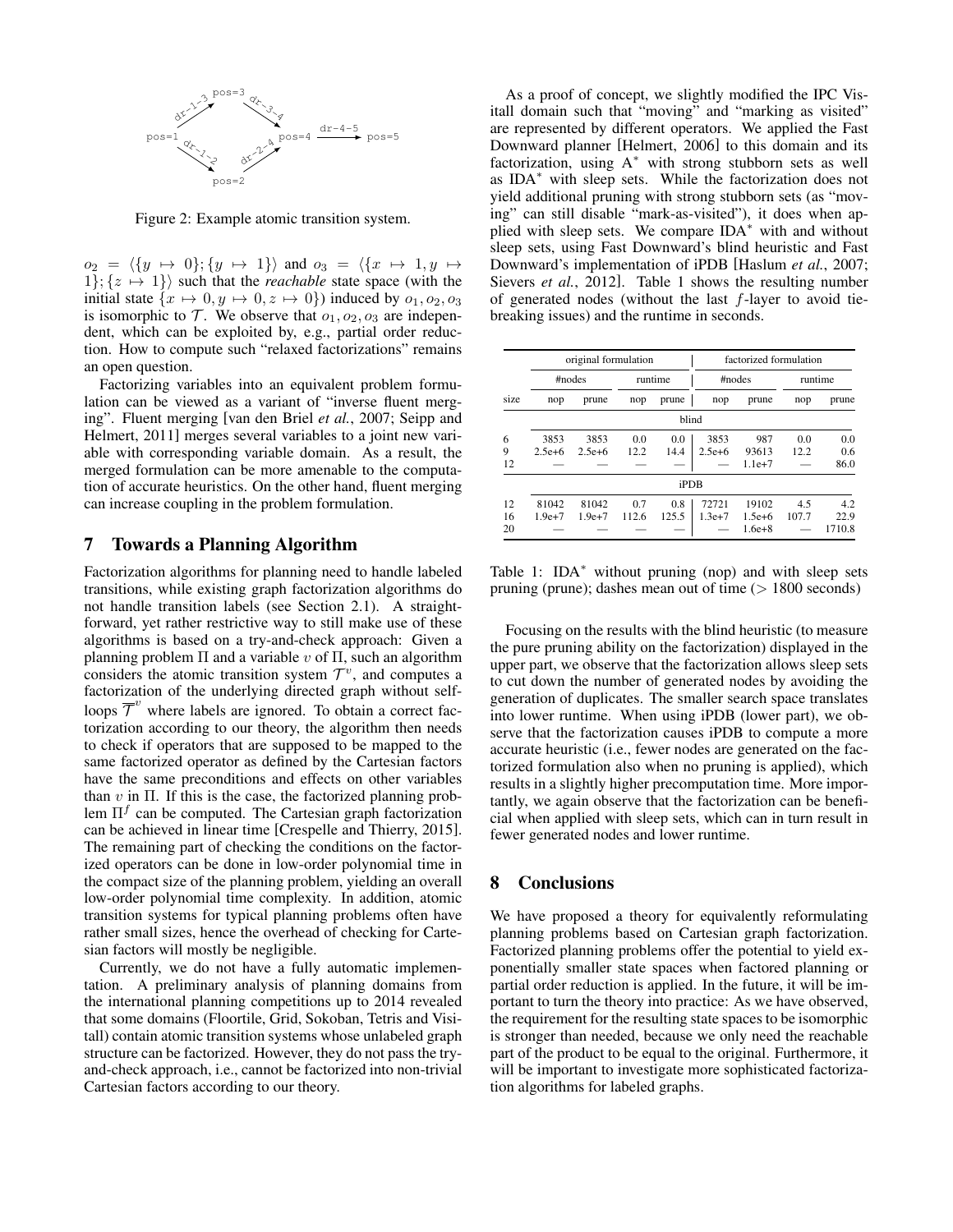Figure 2: Example atomic transition system.

$o_2 = \langle\{y \mapsto 0\}; \{y \mapsto 1\}\rangle$ and $o_3 = \langle\{x \mapsto 1, y \mapsto 1\}; \{z \mapsto 1\}\rangle$ such that the *reachable* state space (with the initial state $\{x \mapsto 0, y \mapsto 0, z \mapsto 0\}$) induced by $o_1, o_2, o_3$ is isomorphic to $\mathcal{T}$. We observe that $o_1, o_2, o_3$ are independent, which can be exploited by, e.g., partial order reduction. How to compute such "relaxed factorizations" remains an open question.

Factorizing variables into an equivalent problem formulation can be viewed as a variant of "inverse fluent merging". Fluent merging [van den Briel *et al.*, 2007; Seipp and Helmert, 2011] merges several variables to a joint new variable with corresponding variable domain. As a result, the merged formulation can be more amenable to the computation of accurate heuristics. On the other hand, fluent merging can increase coupling in the problem formulation.

## 7 Towards a Planning Algorithm

Factorization algorithms for planning need to handle labeled transitions, while existing graph factorization algorithms do not handle transition labels (see Section 2.1). A straightforward, yet rather restrictive way to still make use of these algorithms is based on a try-and-check approach: Given a planning problem $\Pi$ and a variable $v$ of $\Pi$, such an algorithm considers the atomic transition system $\mathcal{T}^v$, and computes a factorization of the underlying directed graph without self-loops $\overline{\mathcal{T}}^v$ where labels are ignored. To obtain a correct factorization according to our theory, the algorithm then needs to check if operators that are supposed to be mapped to the same factorized operator as defined by the Cartesian factors have the same preconditions and effects on other variables than $v$ in $\Pi$. If this is the case, the factorized planning problem $\Pi^f$ can be computed. The Cartesian graph factorization can be achieved in linear time [Crespelle and Thierry, 2015]. The remaining part of checking the conditions on the factorized operators can be done in low-order polynomial time in the compact size of the planning problem, yielding an overall low-order polynomial time complexity. In addition, atomic transition systems for typical planning problems often have rather small sizes, hence the overhead of checking for Cartesian factors will mostly be negligible.

Currently, we do not have a fully automatic implementation. A preliminary analysis of planning domains from the international planning competitions up to 2014 revealed that some domains (Floortile, Grid, Sokoban, Tetris and Visitall) contain atomic transition systems whose unlabeled graph structure can be factorized. However, they do not pass the try-and-check approach, i.e., cannot be factorized into non-trivial Cartesian factors according to our theory.

As a proof of concept, we slightly modified the IPC Visitall domain such that "moving" and "marking as visited" are represented by different operators. We applied the Fast Downward planner [Helmert, 2006] to this domain and its factorization, using A$^*$ with strong stubborn sets as well as IDA$^*$ with sleep sets. While the factorization does not yield additional pruning with strong stubborn sets (as "moving" can still disable "mark-as-visited"), it does when applied with sleep sets. We compare IDA$^*$ with and without sleep sets, using Fast Downward's blind heuristic and Fast Downward's implementation of iPDB [Haslum *et al.*, 2007; Sievers *et al.*, 2012]. Table 1 shows the resulting number of generated nodes (without the last $f$-layer to avoid tie-breaking issues) and the runtime in seconds.

| | original formulation | | | | factorized formulation | | | |
|---|---|---|---|---|---|---|---|---|
| | #nodes | | runtime | | #nodes | | runtime | |
| size | nop | prune | nop | prune | nop | prune | nop | prune |
| | blind | | | | | | | |
| 6 | 3853 | 3853 | 0.0 | 0.0 | 3853 | 987 | 0.0 | 0.0 |
| 9 | 2.5e+6 | 2.5e+6 | 12.2 | 14.4 | 2.5e+6 | 93613 | 12.2 | 0.6 |
| 12 | — | — | — | — | — | 1.1e+7 | — | 86.0 |
| | iPDB | | | | | | | |
| 12 | 81042 | 81042 | 0.7 | 0.8 | 72721 | 19102 | 4.5 | 4.2 |
| 16 | 1.9e+7 | 1.9e+7 | 112.6 | 125.5 | 1.3e+7 | 1.5e+6 | 107.7 | 22.9 |
| 20 | — | — | — | — | — | 1.6e+8 | — | 1710.8 |

Table 1: IDA$^*$ without pruning (nop) and with sleep sets pruning (prune); dashes mean out of time ($>$ 1800 seconds)

Focusing on the results with the blind heuristic (to measure the pure pruning ability on the factorization) displayed in the upper part, we observe that the factorization allows sleep sets to cut down the number of generated nodes by avoiding the generation of duplicates. The smaller search space translates into lower runtime. When using iPDB (lower part), we observe that the factorization causes iPDB to compute a more accurate heuristic (i.e., fewer nodes are generated on the factorized formulation also when no pruning is applied), which results in a slightly higher precomputation time. More importantly, we again observe that the factorization can be beneficial when applied with sleep sets, which can in turn result in fewer generated nodes and lower runtime.

## 8 Conclusions

We have proposed a theory for equivalently reformulating planning problems based on Cartesian graph factorization. Factorized planning problems offer the potential to yield exponentially smaller state spaces when factored planning or partial order reduction is applied. In the future, it will be important to turn the theory into practice: As we have observed, the requirement for the resulting state spaces to be isomorphic is stronger than needed, because we only need the reachable part of the product to be equal to the original. Furthermore, it will be important to investigate more sophisticated factorization algorithms for labeled graphs.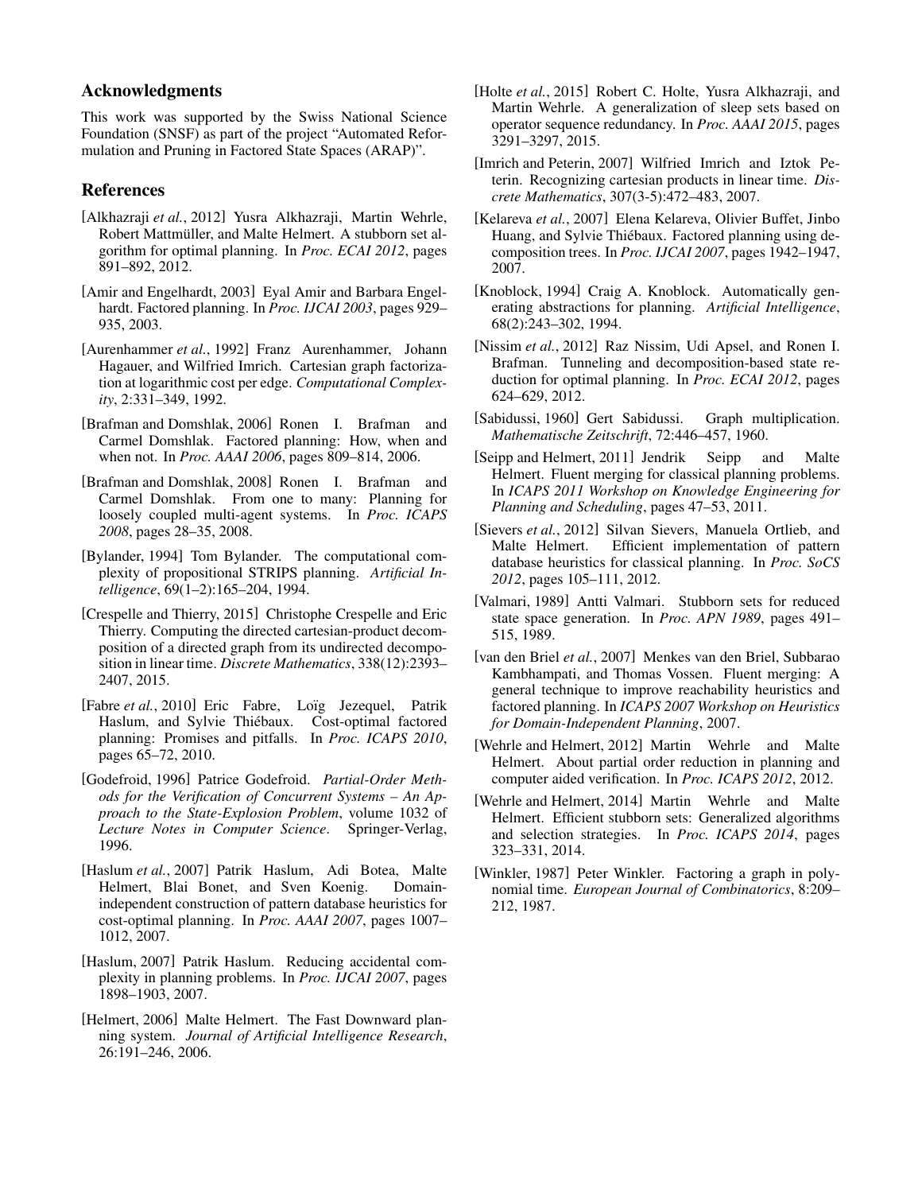## Acknowledgments

This work was supported by the Swiss National Science Foundation (SNSF) as part of the project "Automated Reformulation and Pruning in Factored State Spaces (ARAP)".

## References

[Alkhazraji *et al.*, 2012] Yusra Alkhazraji, Martin Wehrle, Robert Mattmüller, and Malte Helmert. A stubborn set algorithm for optimal planning. In *Proc. ECAI 2012*, pages 891–892, 2012.

[Amir and Engelhardt, 2003] Eyal Amir and Barbara Engelhardt. Factored planning. In *Proc. IJCAI 2003*, pages 929–935, 2003.

[Aurenhammer *et al.*, 1992] Franz Aurenhammer, Johann Hagauer, and Wilfried Imrich. Cartesian graph factorization at logarithmic cost per edge. *Computational Complexity*, 2:331–349, 1992.

[Brafman and Domshlak, 2006] Ronen I. Brafman and Carmel Domshlak. Factored planning: How, when and when not. In *Proc. AAAI 2006*, pages 809–814, 2006.

[Brafman and Domshlak, 2008] Ronen I. Brafman and Carmel Domshlak. From one to many: Planning for loosely coupled multi-agent systems. In *Proc. ICAPS 2008*, pages 28–35, 2008.

[Bylander, 1994] Tom Bylander. The computational complexity of propositional STRIPS planning. *Artificial Intelligence*, 69(1–2):165–204, 1994.

[Crespelle and Thierry, 2015] Christophe Crespelle and Eric Thierry. Computing the directed cartesian-product decomposition of a directed graph from its undirected decomposition in linear time. *Discrete Mathematics*, 338(12):2393–2407, 2015.

[Fabre *et al.*, 2010] Eric Fabre, Loïg Jezequel, Patrik Haslum, and Sylvie Thiébaux. Cost-optimal factored planning: Promises and pitfalls. In *Proc. ICAPS 2010*, pages 65–72, 2010.

[Godefroid, 1996] Patrice Godefroid. *Partial-Order Methods for the Verification of Concurrent Systems – An Approach to the State-Explosion Problem*, volume 1032 of *Lecture Notes in Computer Science*. Springer-Verlag, 1996.

[Haslum *et al.*, 2007] Patrik Haslum, Adi Botea, Malte Helmert, Blai Bonet, and Sven Koenig. Domain-independent construction of pattern database heuristics for cost-optimal planning. In *Proc. AAAI 2007*, pages 1007–1012, 2007.

[Haslum, 2007] Patrik Haslum. Reducing accidental complexity in planning problems. In *Proc. IJCAI 2007*, pages 1898–1903, 2007.

[Helmert, 2006] Malte Helmert. The Fast Downward planning system. *Journal of Artificial Intelligence Research*, 26:191–246, 2006.

[Holte *et al.*, 2015] Robert C. Holte, Yusra Alkhazraji, and Martin Wehrle. A generalization of sleep sets based on operator sequence redundancy. In *Proc. AAAI 2015*, pages 3291–3297, 2015.

[Imrich and Peterin, 2007] Wilfried Imrich and Iztok Peterin. Recognizing cartesian products in linear time. *Discrete Mathematics*, 307(3-5):472–483, 2007.

[Kelareva *et al.*, 2007] Elena Kelareva, Olivier Buffet, Jinbo Huang, and Sylvie Thiébaux. Factored planning using decomposition trees. In *Proc. IJCAI 2007*, pages 1942–1947, 2007.

[Knoblock, 1994] Craig A. Knoblock. Automatically generating abstractions for planning. *Artificial Intelligence*, 68(2):243–302, 1994.

[Nissim *et al.*, 2012] Raz Nissim, Udi Apsel, and Ronen I. Brafman. Tunneling and decomposition-based state reduction for optimal planning. In *Proc. ECAI 2012*, pages 624–629, 2012.

[Sabidussi, 1960] Gert Sabidussi. Graph multiplication. *Mathematische Zeitschrift*, 72:446–457, 1960.

[Seipp and Helmert, 2011] Jendrik Seipp and Malte Helmert. Fluent merging for classical planning problems. In *ICAPS 2011 Workshop on Knowledge Engineering for Planning and Scheduling*, pages 47–53, 2011.

[Sievers *et al.*, 2012] Silvan Sievers, Manuela Ortlieb, and Malte Helmert. Efficient implementation of pattern database heuristics for classical planning. In *Proc. SoCS 2012*, pages 105–111, 2012.

[Valmari, 1989] Antti Valmari. Stubborn sets for reduced state space generation. In *Proc. APN 1989*, pages 491–515, 1989.

[van den Briel *et al.*, 2007] Menkes van den Briel, Subbarao Kambhampati, and Thomas Vossen. Fluent merging: A general technique to improve reachability heuristics and factored planning. In *ICAPS 2007 Workshop on Heuristics for Domain-Independent Planning*, 2007.

[Wehrle and Helmert, 2012] Martin Wehrle and Malte Helmert. About partial order reduction in planning and computer aided verification. In *Proc. ICAPS 2012*, 2012.

[Wehrle and Helmert, 2014] Martin Wehrle and Malte Helmert. Efficient stubborn sets: Generalized algorithms and selection strategies. In *Proc. ICAPS 2014*, pages 323–331, 2014.

[Winkler, 1987] Peter Winkler. Factoring a graph in polynomial time. *European Journal of Combinatorics*, 8:209–212, 1987.